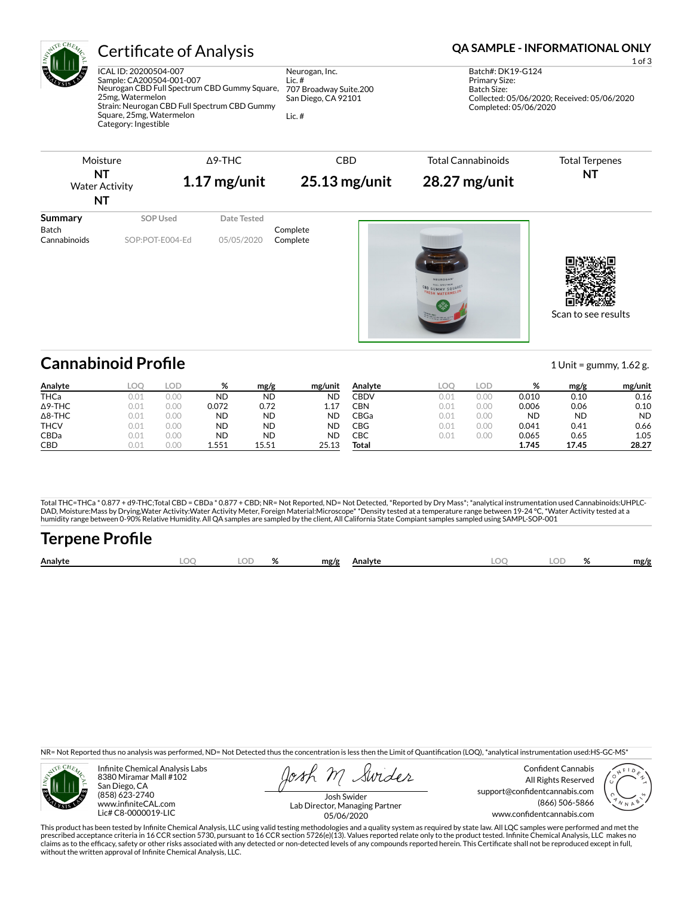# Certificate of Analysis

**QA SAMPLE - INFORMATIONAL ONLY**

ICAL ID: 20200504-007
Sample: CA200504-001-007
Neurogan CBD Full Spectrum CBD Gummy Square, 25mg, Watermelon
Strain: Neurogan CBD Full Spectrum CBD Gummy Square, 25mg, Watermelon
Category: Ingestible

Neurogan, Inc.
Lic. #
707 Broadway Suite.200
San Diego, CA 92101

Lic. #

Batch#: DK19-G124
Primary Size:
Batch Size:
Collected: 05/06/2020; Received: 05/06/2020
Completed: 05/06/2020

| Moisture | Δ9-THC | CBD | Total Cannabinoids | Total Terpenes |
|---|---|---|---|---|
| NT | 1.17 mg/unit | 25.13 mg/unit | 28.27 mg/unit | NT |
| Water Activity NT | | | | |

| Summary | SOP Used | Date Tested | |
|---|---|---|---|
| Batch | | | Complete |
| Cannabinoids | SOP:POT-E004-Ed | 05/05/2020 | Complete |

Scan to see results

## Cannabinoid Profile

1 Unit = gummy, 1.62 g.

| Analyte | LOQ | LOD | % | mg/g | mg/unit | Analyte | LOQ | LOD | % | mg/g | mg/unit |
|---|---|---|---|---|---|---|---|---|---|---|---|
| THCa | 0.01 | 0.00 | ND | ND | ND | CBDV | 0.01 | 0.00 | 0.010 | 0.10 | 0.16 |
| Δ9-THC | 0.01 | 0.00 | 0.072 | 0.72 | 1.17 | CBN | 0.01 | 0.00 | 0.006 | 0.06 | 0.10 |
| Δ8-THC | 0.01 | 0.00 | ND | ND | ND | CBGa | 0.01 | 0.00 | ND | ND | ND |
| THCV | 0.01 | 0.00 | ND | ND | ND | CBG | 0.01 | 0.00 | 0.041 | 0.41 | 0.66 |
| CBDa | 0.01 | 0.00 | ND | ND | ND | CBC | 0.01 | 0.00 | 0.065 | 0.65 | 1.05 |
| CBD | 0.01 | 0.00 | 1.551 | 15.51 | 25.13 | **Total** | | | **1.745** | **17.45** | **28.27** |

Total THC=THCa * 0.877 + d9-THC;Total CBD = CBDa * 0.877 + CBD; NR= Not Reported, ND= Not Detected, *Reported by Dry Mass*; *analytical instrumentation used Cannabinoids:UHPLC-DAD, Moisture:Mass by Drying,Water Activity:Water Activity Meter, Foreign Material:Microscope* *Density tested at a temperature range between 19-24 °C, *Water Activity tested at a humidity range between 0-90% Relative Humidity. All QA samples are sampled by the client, All California State Compiant samples sampled using SAMPL-SOP-001

## Terpene Profile

| Analyte | LOQ | LOD | % | mg/g | Analyte | LOQ | LOD | % | mg/g |
|---|---|---|---|---|---|---|---|---|---|

NR= Not Reported thus no analysis was performed, ND= Not Detected thus the concentration is less then the Limit of Quantification (LOQ), *analytical instrumentation used:HS-GC-MS*

Infinite Chemical Analysis Labs
8380 Miramar Mall #102
San Diego, CA
(858) 623-2740
www.infiniteCAL.com
Lic# C8-0000019-LIC

Josh Swider
Lab Director, Managing Partner
05/06/2020

Confident Cannabis
All Rights Reserved
support@confidentcannabis.com
(866) 506-5866
www.confidentcannabis.com

This product has been tested by Infinite Chemical Analysis, LLC using valid testing methodologies and a quality system as required by state law. All LQC samples were performed and met the prescribed acceptance criteria in 16 CCR section 5730, pursuant to 16 CCR section 5726(e)(13). Values reported relate only to the product tested. Infinite Chemical Analysis, LLC makes no claims as to the efficacy, safety or other risks associated with any detected or non-detected levels of any compounds reported herein. This Certificate shall not be reproduced except in full, without the written approval of Infinite Chemical Analysis, LLC.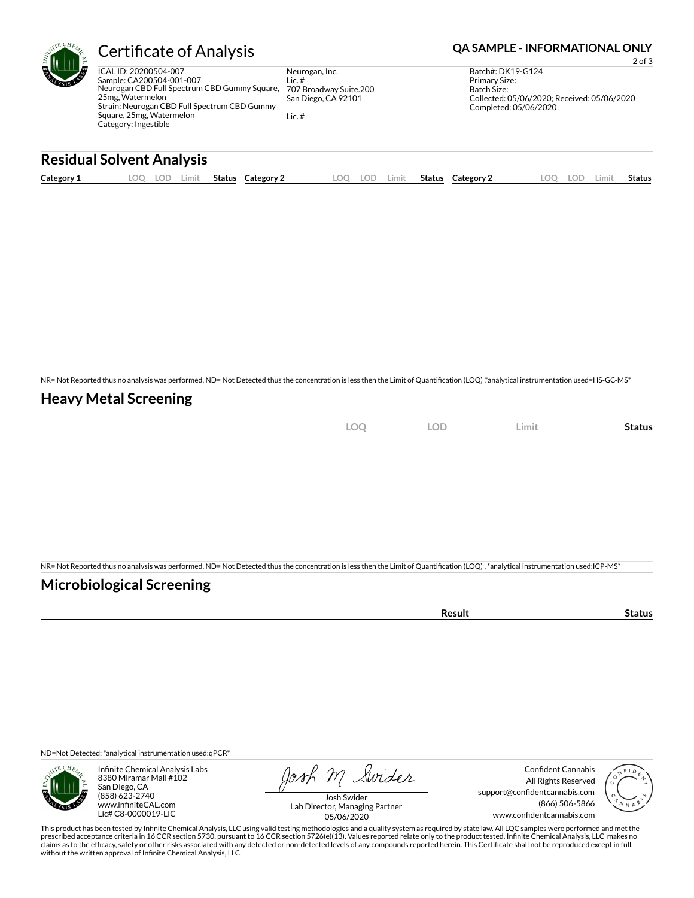# Certificate of Analysis

**QA SAMPLE - INFORMATIONAL ONLY**

ICAL ID: 20200504-007
Sample: CA200504-001-007
Neurogan CBD Full Spectrum CBD Gummy Square, 25mg, Watermelon
Strain: Neurogan CBD Full Spectrum CBD Gummy Square, 25mg, Watermelon
Category: Ingestible

Neurogan, Inc.
Lic. #
707 Broadway Suite.200
San Diego, CA 92101

Lic. #

Batch#: DK19-G124
Primary Size:
Batch Size:
Collected: 05/06/2020; Received: 05/06/2020
Completed: 05/06/2020

## Residual Solvent Analysis

| Category 1 | LOQ | LOD | Limit | Status | Category 2 | LOQ | LOD | Limit | Status | Category 2 | LOQ | LOD | Limit | Status |
|---|---|---|---|---|---|---|---|---|---|---|---|---|---|---|

NR= Not Reported thus no analysis was performed, ND= Not Detected thus the concentration is less then the Limit of Quantification (LOQ) ,*analytical instrumentation used=HS-GC-MS*

## Heavy Metal Screening

| | LOQ | LOD | Limit | Status |
|---|---|---|---|---|

NR= Not Reported thus no analysis was performed, ND= Not Detected thus the concentration is less then the Limit of Quantification (LOQ) , *analytical instrumentation used:ICP-MS*

## Microbiological Screening

| | Result | Status |
|---|---|---|

ND=Not Detected; *analytical instrumentation used:qPCR*

Infinite Chemical Analysis Labs
8380 Miramar Mall #102
San Diego, CA
(858) 623-2740
www.infiniteCAL.com
Lic# C8-0000019-LIC

Josh Swider
Lab Director, Managing Partner
05/06/2020

Confident Cannabis
All Rights Reserved
support@confidentcannabis.com
(866) 506-5866
www.confidentcannabis.com

This product has been tested by Infinite Chemical Analysis, LLC using valid testing methodologies and a quality system as required by state law. All LQC samples were performed and met the prescribed acceptance criteria in 16 CCR section 5730, pursuant to 16 CCR section 5726(e)(13). Values reported relate only to the product tested. Infinite Chemical Analysis, LLC makes no claims as to the efficacy, safety or other risks associated with any detected or non-detected levels of any compounds reported herein. This Certificate shall not be reproduced except in full, without the written approval of Infinite Chemical Analysis, LLC.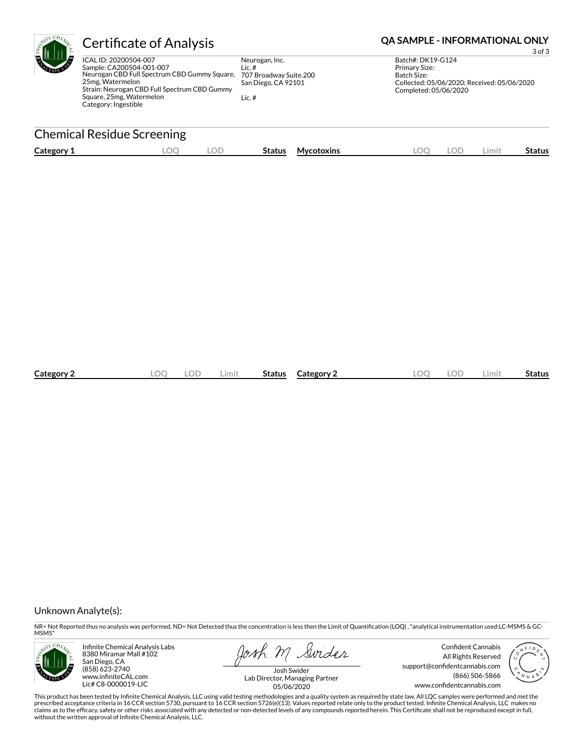# Certificate of Analysis

**QA SAMPLE - INFORMATIONAL ONLY**

ICAL ID: 20200504-007
Sample: CA200504-001-007
Neurogan CBD Full Spectrum CBD Gummy Square, 25mg, Watermelon
Strain: Neurogan CBD Full Spectrum CBD Gummy Square, 25mg, Watermelon
Category: Ingestible

Neurogan, Inc.
Lic. #
707 Broadway Suite.200
San Diego, CA 92101

Lic. #

Batch#: DK19-G124
Primary Size:
Batch Size:
Collected: 05/06/2020; Received: 05/06/2020
Completed: 05/06/2020

## Chemical Residue Screening

| Category 1 | LOQ | LOD | Status | Mycotoxins | LOQ | LOD | Limit | Status |
|---|---|---|---|---|---|---|---|---|

| Category 2 | LOQ | LOD | Limit | Status | Category 2 | LOQ | LOD | Limit | Status |
|---|---|---|---|---|---|---|---|---|---|

Unknown Analyte(s):

NR= Not Reported thus no analysis was performed, ND= Not Detected thus the concentration is less then the Limit of Quantification (LOQ) , *analytical instrumentation used:LC-MSMS & GC-MSMS*

Infinite Chemical Analysis Labs
8380 Miramar Mall #102
San Diego, CA
(858) 623-2740
www.infiniteCAL.com
Lic# C8-0000019-LIC

Josh Swider
Lab Director, Managing Partner
05/06/2020

Confident Cannabis
All Rights Reserved
support@confidentcannabis.com
(866) 506-5866
www.confidentcannabis.com

This product has been tested by Infinite Chemical Analysis, LLC using valid testing methodologies and a quality system as required by state law. All LQC samples were performed and met the prescribed acceptance criteria in 16 CCR section 5730, pursuant to 16 CCR section 5726(e)(13). Values reported relate only to the product tested. Infinite Chemical Analysis, LLC makes no claims as to the efficacy, safety or other risks associated with any detected or non-detected levels of any compounds reported herein. This Certificate shall not be reproduced except in full, without the written approval of Infinite Chemical Analysis, LLC.